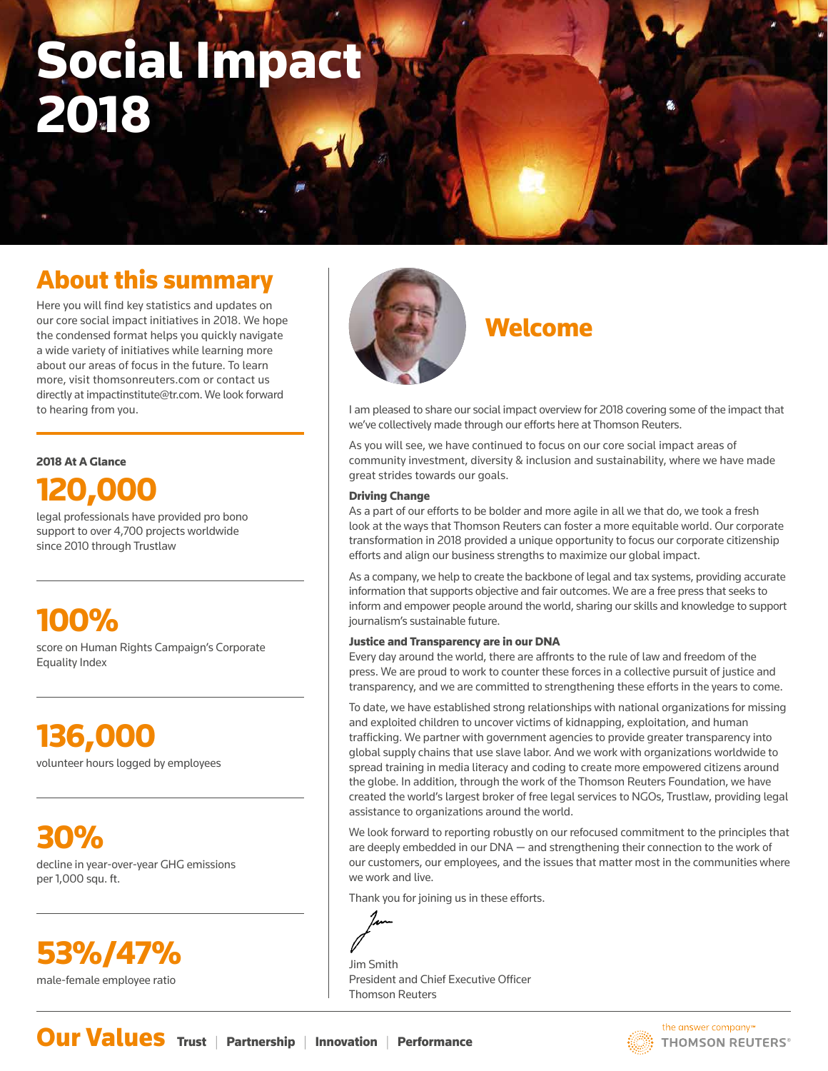# Social Impact 2018

## About this summary

Here you will find key statistics and updates on our core social impact initiatives in 2018. We hope the condensed format helps you quickly navigate a wide variety of initiatives while learning more about our areas of focus in the future. To learn more, visit thomsonreuters.com or contact us directly at impactinstitute@tr.com. We look forward to hearing from you.

**2018 At A Glance**

**120,000**

legal professionals have provided pro bono support to over 4,700 projects worldwide since 2010 through Trustlaw

**100%**

score on Human Rights Campaign's Corporate Equality Index

**136,000**

volunteer hours logged by employees

**30%**

decline in year-over-year GHG emissions per 1,000 squ. ft.

**53%/47%**

male-female employee ratio

## Welcome

I am pleased to share our social impact overview for 2018 covering some of the impact that we've collectively made through our efforts here at Thomson Reuters.

As you will see, we have continued to focus on our core social impact areas of community investment, diversity & inclusion and sustainability, where we have made great strides towards our goals.

**Driving Change**

As a part of our efforts to be bolder and more agile in all we that do, we took a fresh look at the ways that Thomson Reuters can foster a more equitable world. Our corporate transformation in 2018 provided a unique opportunity to focus our corporate citizenship efforts and align our business strengths to maximize our global impact.

As a company, we help to create the backbone of legal and tax systems, providing accurate information that supports objective and fair outcomes. We are a free press that seeks to inform and empower people around the world, sharing our skills and knowledge to support journalism's sustainable future.

**Justice and Transparency are in our DNA**

Every day around the world, there are affronts to the rule of law and freedom of the press. We are proud to work to counter these forces in a collective pursuit of justice and transparency, and we are committed to strengthening these efforts in the years to come.

To date, we have established strong relationships with national organizations for missing and exploited children to uncover victims of kidnapping, exploitation, and human trafficking. We partner with government agencies to provide greater transparency into global supply chains that use slave labor. And we work with organizations worldwide to spread training in media literacy and coding to create more empowered citizens around the globe. In addition, through the work of the Thomson Reuters Foundation, we have created the world's largest broker of free legal services to NGOs, Trustlaw, providing legal assistance to organizations around the world.

We look forward to reporting robustly on our refocused commitment to the principles that are deeply embedded in our DNA — and strengthening their connection to the work of our customers, our employees, and the issues that matter most in the communities where we work and live.

Thank you for joining us in these efforts.

Jim Smith
President and Chief Executive Officer
Thomson Reuters

## Our Values

**Trust** | **Partnership** | **Innovation** | **Performance**

the answer company™ THOMSON REUTERS®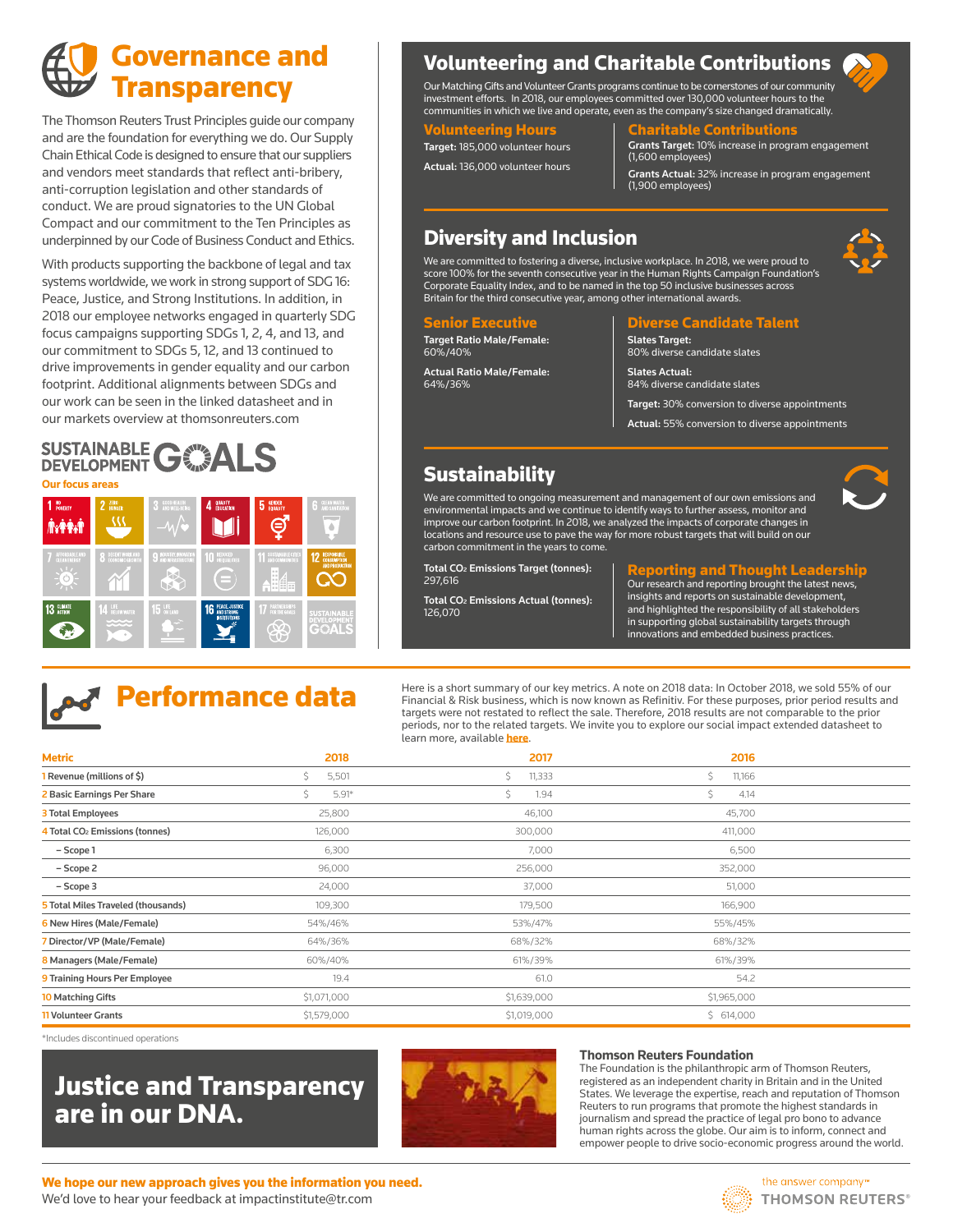# Governance and Transparency

The Thomson Reuters Trust Principles guide our company and are the foundation for everything we do. Our Supply Chain Ethical Code is designed to ensure that our suppliers and vendors meet standards that reflect anti-bribery, anti-corruption legislation and other standards of conduct. We are proud signatories to the UN Global Compact and our commitment to the Ten Principles as underpinned by our Code of Business Conduct and Ethics.

With products supporting the backbone of legal and tax systems worldwide, we work in strong support of SDG 16: Peace, Justice, and Strong Institutions. In addition, in 2018 our employee networks engaged in quarterly SDG focus campaigns supporting SDGs 1, 2, 4, and 13, and our commitment to SDGs 5, 12, and 13 continued to drive improvements in gender equality and our carbon footprint. Additional alignments between SDGs and our work can be seen in the linked datasheet and in our markets overview at thomsonreuters.com

SUSTAINABLE DEVELOPMENT GOALS

**Our focus areas**

1 NO POVERTY
2 ZERO HUNGER
3 GOOD HEALTH AND WELL-BEING
4 QUALITY EDUCATION
5 GENDER EQUALITY
6 CLEAN WATER AND SANITATION
7 AFFORDABLE AND CLEAN ENERGY
8 DECENT WORK AND ECONOMIC GROWTH
9 INDUSTRY, INNOVATION AND INFRASTRUCTURE
10 REDUCED INEQUALITIES
11 SUSTAINABLE CITIES AND COMMUNITIES
12 RESPONSIBLE CONSUMPTION AND PRODUCTION
13 CLIMATE ACTION
14 LIFE BELOW WATER
15 LIFE ON LAND
16 PEACE, JUSTICE AND STRONG INSTITUTIONS
17 PARTNERSHIPS FOR THE GOALS
SUSTAINABLE DEVELOPMENT GOALS

## Volunteering and Charitable Contributions

Our Matching Gifts and Volunteer Grants programs continue to be cornerstones of our community investment efforts. In 2018, our employees committed over 130,000 volunteer hours to the communities in which we live and operate, even as the company's size changed dramatically.

### Volunteering Hours

**Target:** 185,000 volunteer hours

**Actual:** 136,000 volunteer hours

### Charitable Contributions

**Grants Target:** 10% increase in program engagement (1,600 employees)

**Grants Actual:** 32% increase in program engagement (1,900 employees)

## Diversity and Inclusion

We are committed to fostering a diverse, inclusive workplace. In 2018, we were proud to score 100% for the seventh consecutive year in the Human Rights Campaign Foundation's Corporate Equality Index, and to be named in the top 50 inclusive businesses across Britain for the third consecutive year, among other international awards.

### Senior Executive

**Target Ratio Male/Female:**
60%/40%

**Actual Ratio Male/Female:**
64%/36%

### Diverse Candidate Talent

**Slates Target:**
80% diverse candidate slates

**Slates Actual:**
84% diverse candidate slates

**Target:** 30% conversion to diverse appointments

**Actual:** 55% conversion to diverse appointments

## Sustainability

We are committed to ongoing measurement and management of our own emissions and environmental impacts and we continue to identify ways to further assess, monitor and improve our carbon footprint. In 2018, we analyzed the impacts of corporate changes in locations and resource use to pave the way for more robust targets that will build on our carbon commitment in the years to come.

**Total $CO_2$ Emissions Target (tonnes):**
297,616

**Total $CO_2$ Emissions Actual (tonnes):**
126,070

### Reporting and Thought Leadership

Our research and reporting brought the latest news, insights and reports on sustainable development, and highlighted the responsibility of all stakeholders in supporting global sustainability targets through innovations and embedded business practices.

# Performance data

Here is a short summary of our key metrics. A note on 2018 data: In October 2018, we sold 55% of our Financial & Risk business, which is now known as Refinitiv. For these purposes, prior period results and targets were not restated to reflect the sale. Therefore, 2018 results are not comparable to the prior periods, nor to the related targets. We invite you to explore our social impact extended datasheet to learn more, available here.

| Metric | 2018 | 2017 | 2016 |
|---|---|---|---|
| 1 Revenue (millions of $) | $ 5,501 | $ 11,333 | $ 11,166 |
| 2 Basic Earnings Per Share | $ 5.91* | $ 1.94 | $ 4.14 |
| 3 Total Employees | 25,800 | 46,100 | 45,700 |
| 4 Total $CO_2$ Emissions (tonnes) | 126,000 | 300,000 | 411,000 |
| – Scope 1 | 6,300 | 7,000 | 6,500 |
| – Scope 2 | 96,000 | 256,000 | 352,000 |
| – Scope 3 | 24,000 | 37,000 | 51,000 |
| 5 Total Miles Traveled (thousands) | 109,300 | 179,500 | 166,900 |
| 6 New Hires (Male/Female) | 54%/46% | 53%/47% | 55%/45% |
| 7 Director/VP (Male/Female) | 64%/36% | 68%/32% | 68%/32% |
| 8 Managers (Male/Female) | 60%/40% | 61%/39% | 61%/39% |
| 9 Training Hours Per Employee | 19.4 | 61.0 | 54.2 |
| 10 Matching Gifts | $1,071,000 | $1,639,000 | $1,965,000 |
| 11 Volunteer Grants | $1,579,000 | $1,019,000 | $ 614,000 |

*Includes discontinued operations

## Justice and Transparency are in our DNA.

### Thomson Reuters Foundation

The Foundation is the philanthropic arm of Thomson Reuters, registered as an independent charity in Britain and in the United States. We leverage the expertise, reach and reputation of Thomson Reuters to run programs that promote the highest standards in journalism and spread the practice of legal pro bono to advance human rights across the globe. Our aim is to inform, connect and empower people to drive socio-economic progress around the world.

**We hope our new approach gives you the information you need.**
We'd love to hear your feedback at impactinstitute@tr.com

the answer company™
THOMSON REUTERS®